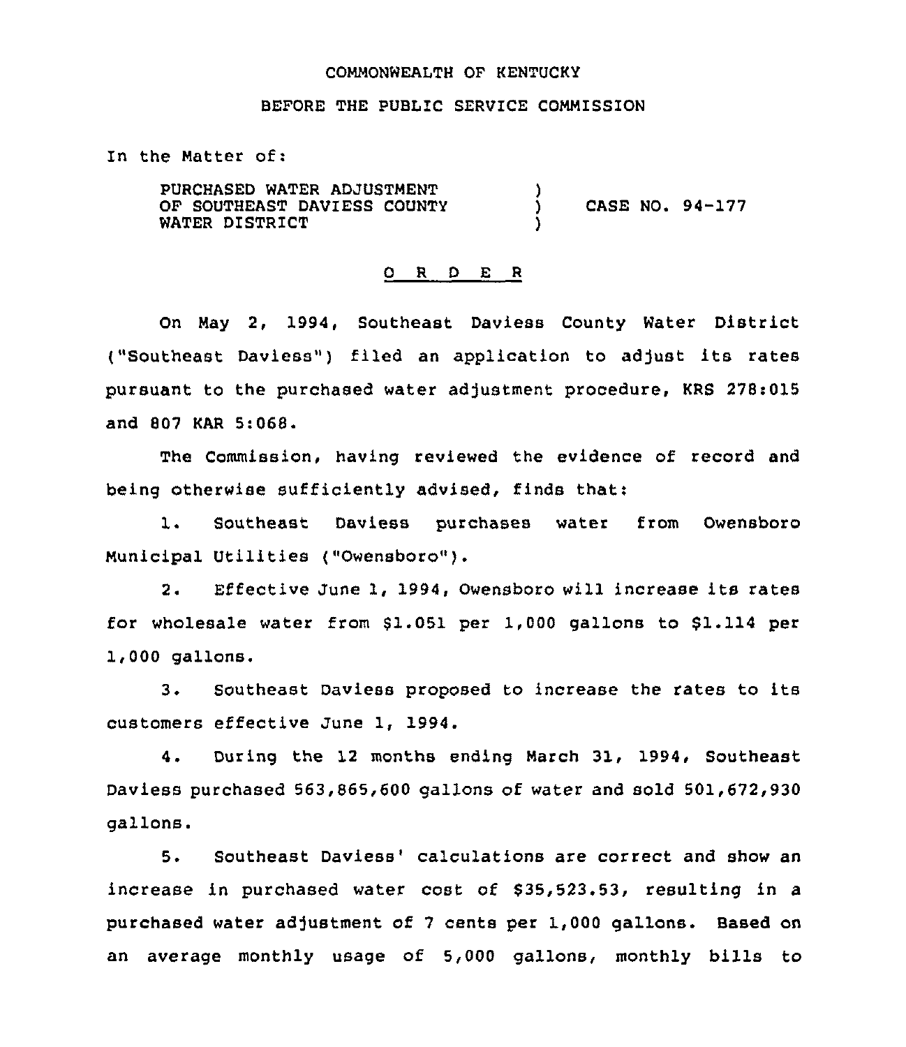COMMONWEALTH OF KENTUCKY

BEFORE THE PUBLIC SERVICE COMMISSION

In the Matter of:

| | | |
|---|---|---|
| PURCHASED WATER ADJUSTMENT OF SOUTHEAST DAVIESS COUNTY WATER DISTRICT | ) ) ) | CASE NO. 94-177 |

## O R D E R

On May 2, 1994, Southeast Daviess County Water District ("Southeast Daviess") filed an application to adjust its rates pursuant to the purchased water adjustment procedure, KRS 278:015 and 807 KAR 5:068.

The Commission, having reviewed the evidence of record and being otherwise sufficiently advised, finds that:

1. Southeast Daviess purchases water from Owensboro Municipal Utilities ("Owensboro").

2. Effective June 1, 1994, Owensboro will increase its rates for wholesale water from $1.051 per 1,000 gallons to $1.114 per 1,000 gallons.

3. Southeast Daviess proposed to increase the rates to its customers effective June 1, 1994.

4. During the 12 months ending March 31, 1994, Southeast Daviess purchased 563,865,600 gallons of water and sold 501,672,930 gallons.

5. Southeast Daviess' calculations are correct and show an increase in purchased water cost of $35,523.53, resulting in a purchased water adjustment of 7 cents per 1,000 gallons. Based on an average monthly usage of 5,000 gallons, monthly bills to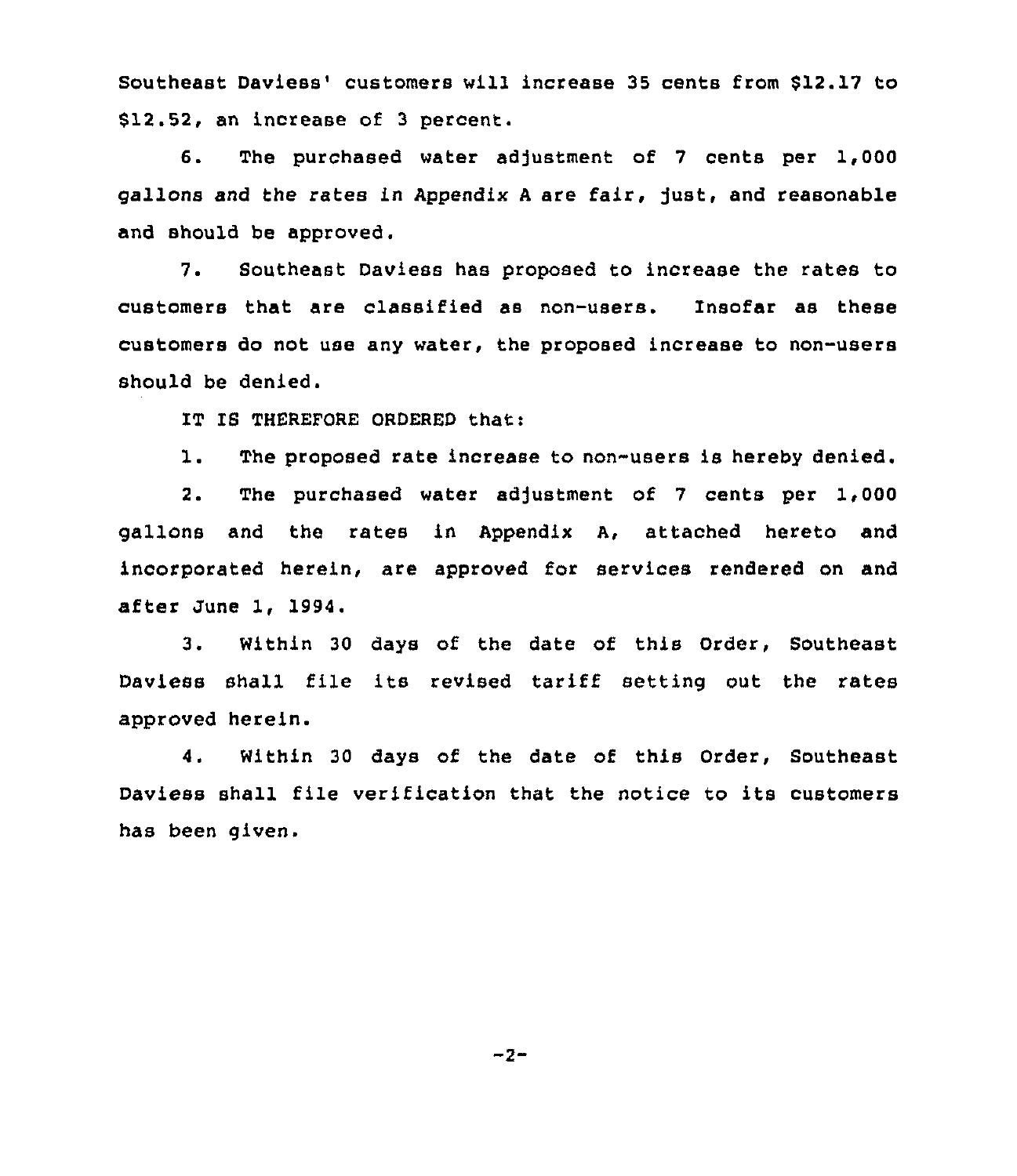Southeast Daviess' customers will increase 35 cents from $12.17 to $12.52, an increase of 3 percent.

6. The purchased water adjustment of 7 cents per 1,000 gallons and the rates in Appendix A are fair, just, and reasonable and should be approved.

7. Southeast Daviess has proposed to increase the rates to customers that are classified as non-users. Insofar as these customers do not use any water, the proposed increase to non-users should be denied.

IT IS THEREFORE ORDERED that:

1. The proposed rate increase to non-users is hereby denied.

2. The purchased water adjustment of 7 cents per 1,000 gallons and the rates in Appendix A, attached hereto and incorporated herein, are approved for services rendered on and after June 1, 1994.

3. Within 30 days of the date of this Order, Southeast Daviess shall file its revised tariff setting out the rates approved herein.

4. Within 30 days of the date of this Order, Southeast Daviess shall file verification that the notice to its customers has been given.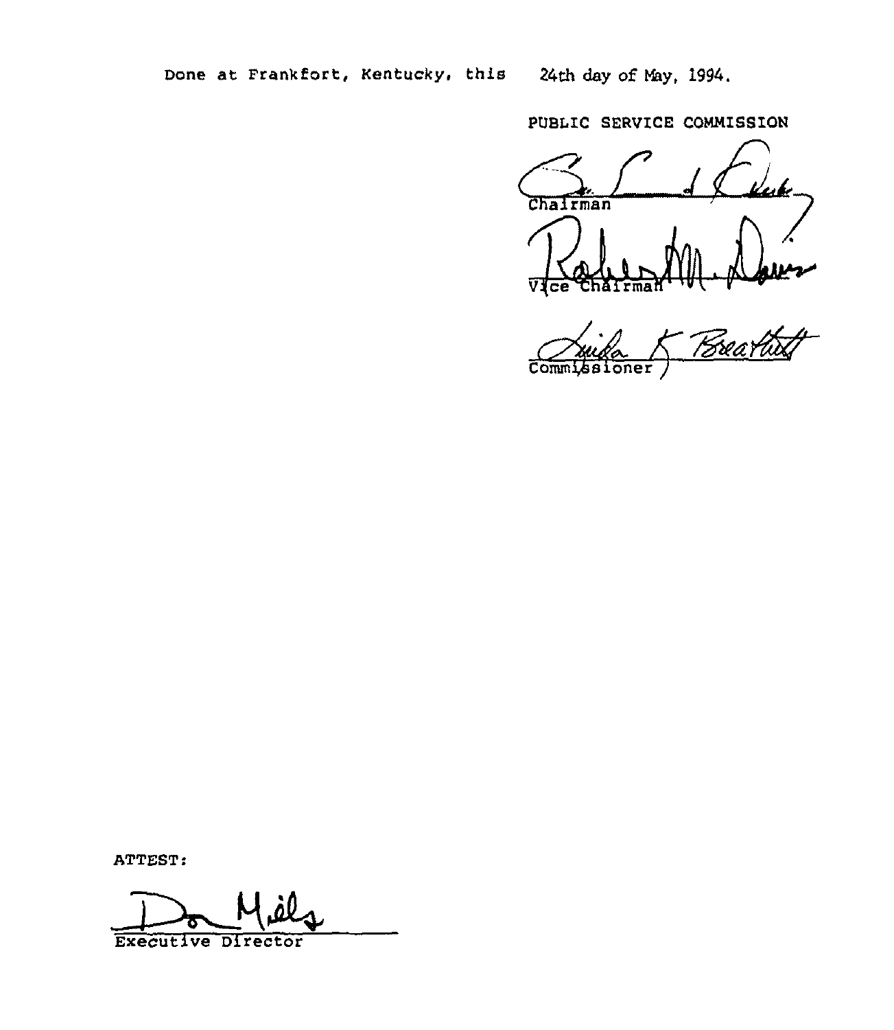Done at Frankfort, Kentucky, this 24th day of May, 1994.

PUBLIC SERVICE COMMISSION

Chairman

Vice Chairman

Commissioner

ATTEST:

Executive Director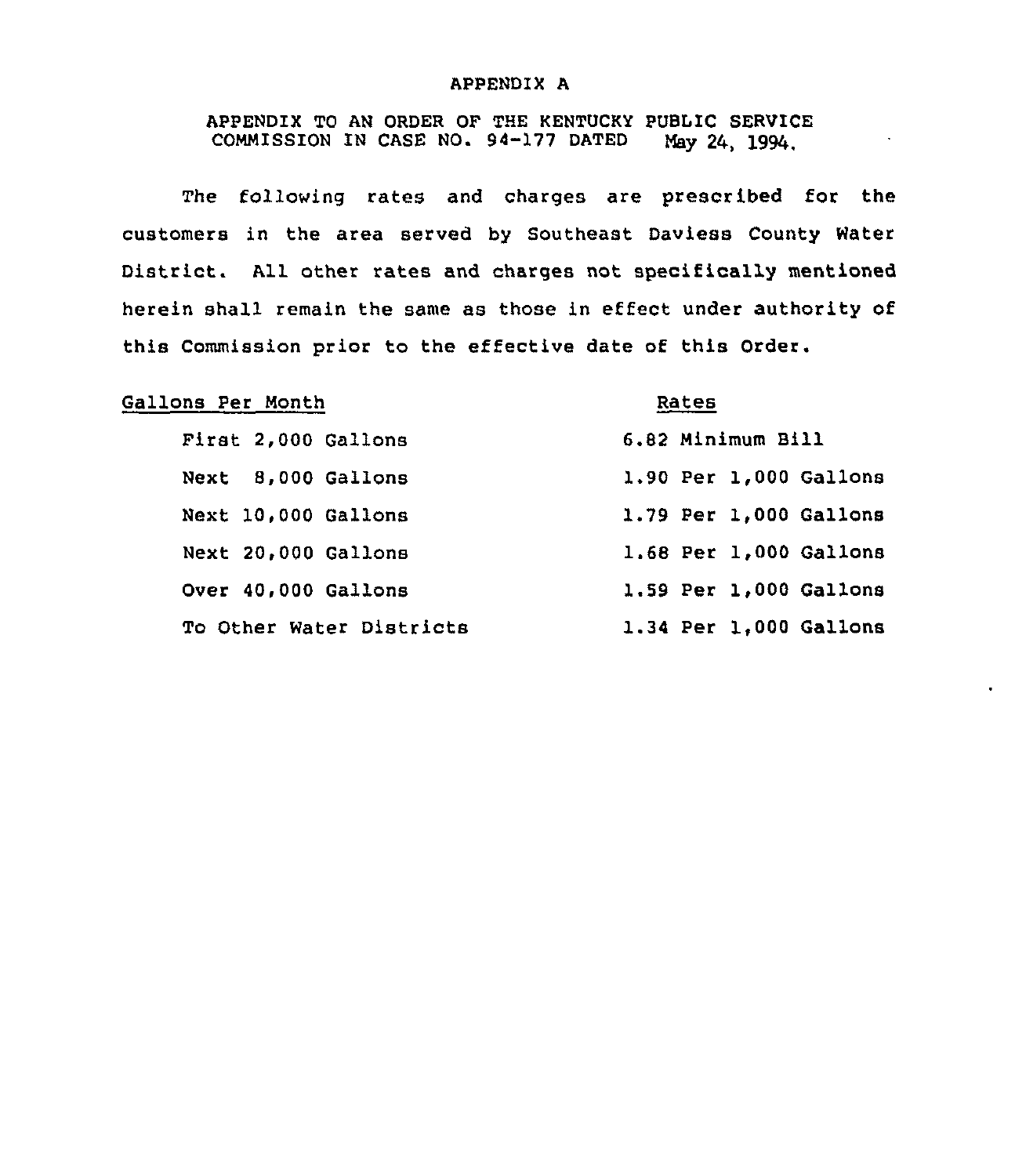APPENDIX A

APPENDIX TO AN ORDER OF THE KENTUCKY PUBLIC SERVICE COMMISSION IN CASE NO. 94-177 DATED May 24, 1994.

The following rates and charges are prescribed for the customers in the area served by Southeast Daviess County Water District. All other rates and charges not specifically mentioned herein shall remain the same as those in effect under authority of this Commission prior to the effective date of this Order.

| Gallons Per Month | Rates |
|---|---|
| First 2,000 Gallons | 6.82 Minimum Bill |
| Next 8,000 Gallons | 1.90 Per 1,000 Gallons |
| Next 10,000 Gallons | 1.79 Per 1,000 Gallons |
| Next 20,000 Gallons | 1.68 Per 1,000 Gallons |
| Over 40,000 Gallons | 1.59 Per 1,000 Gallons |
| To Other Water Districts | 1.34 Per 1,000 Gallons |